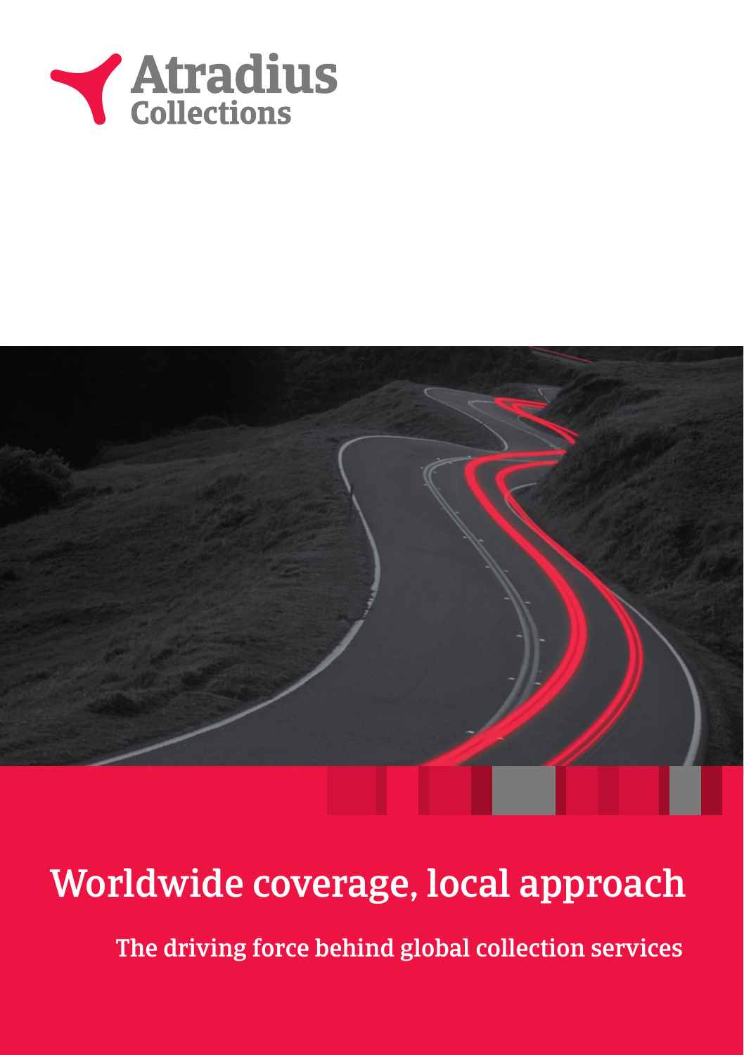Atradius Collections

# Worldwide coverage, local approach

## The driving force behind global collection services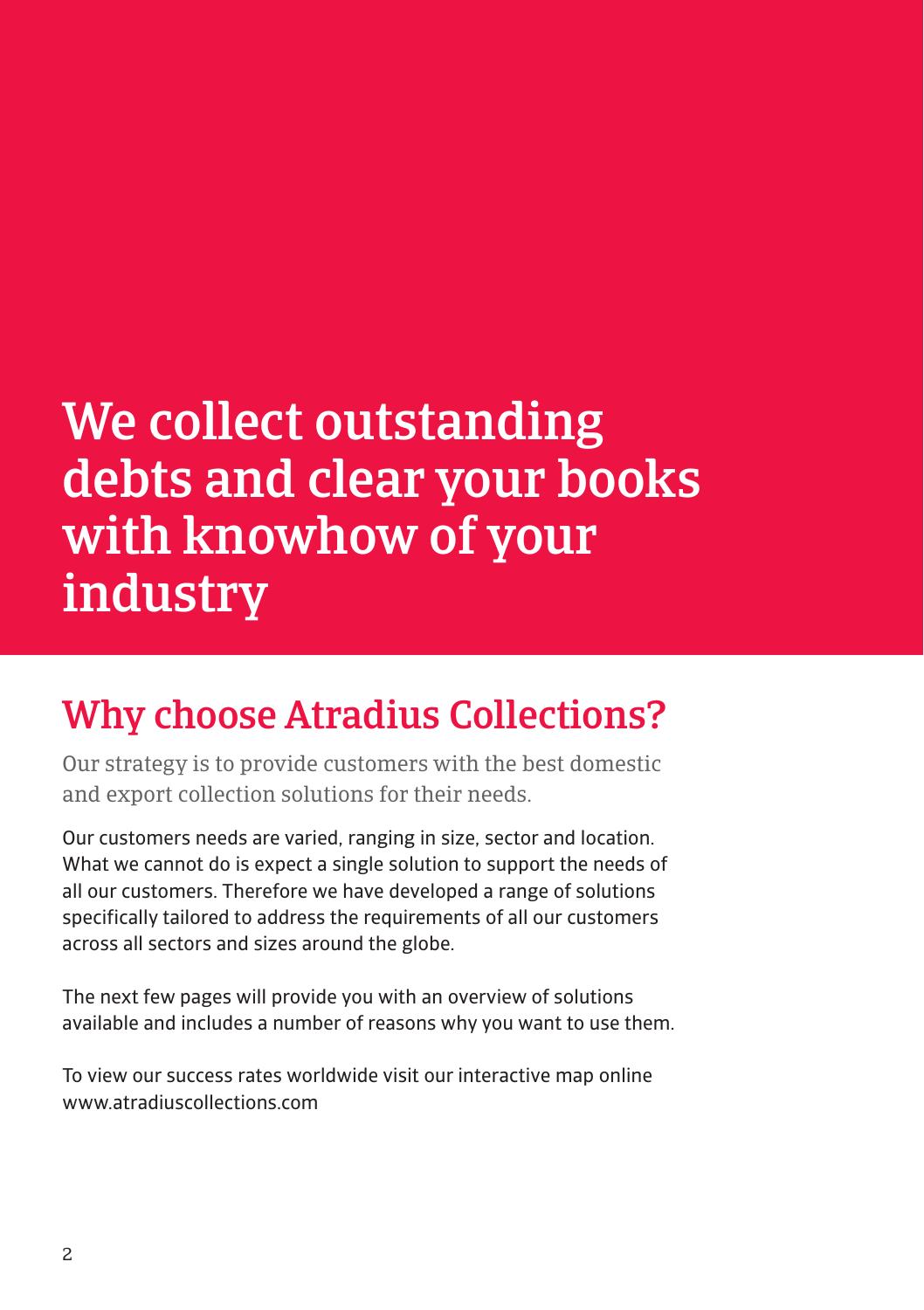# We collect outstanding debts and clear your books with knowhow of your industry

## Why choose Atradius Collections?

Our strategy is to provide customers with the best domestic and export collection solutions for their needs.

Our customers needs are varied, ranging in size, sector and location. What we cannot do is expect a single solution to support the needs of all our customers. Therefore we have developed a range of solutions specifically tailored to address the requirements of all our customers across all sectors and sizes around the globe.

The next few pages will provide you with an overview of solutions available and includes a number of reasons why you want to use them.

To view our success rates worldwide visit our interactive map online www.atradiuscollections.com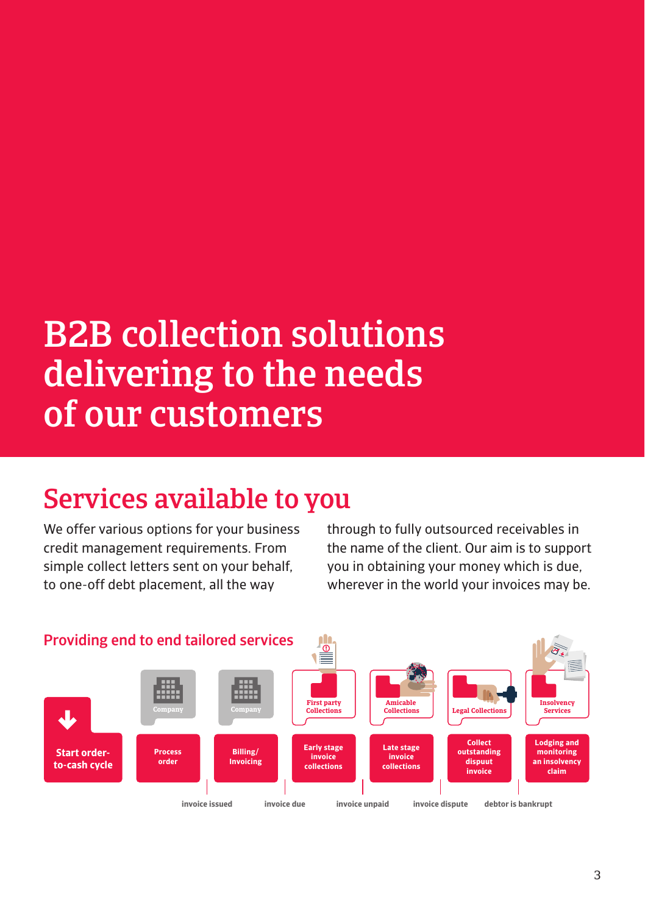# B2B collection solutions delivering to the needs of our customers

## Services available to you

We offer various options for your business credit management requirements. From simple collect letters sent on your behalf, to one-off debt placement, all the way through to fully outsourced receivables in the name of the client. Our aim is to support you in obtaining your money which is due, wherever in the world your invoices may be.

### Providing end to end tailored services

| | Company | Company | First party Collections | Amicable Collections | Legal Collections | Insolvency Services |
|---|---|---|---|---|---|---|
| Start order-to-cash cycle | Process order | Billing/ Invoicing | Early stage invoice collections | Late stage invoice collections | Collect outstanding dispuut invoice | Lodging and monitoring an insolvency claim |

invoice issued → invoice due → invoice unpaid → invoice dispute → debtor is bankrupt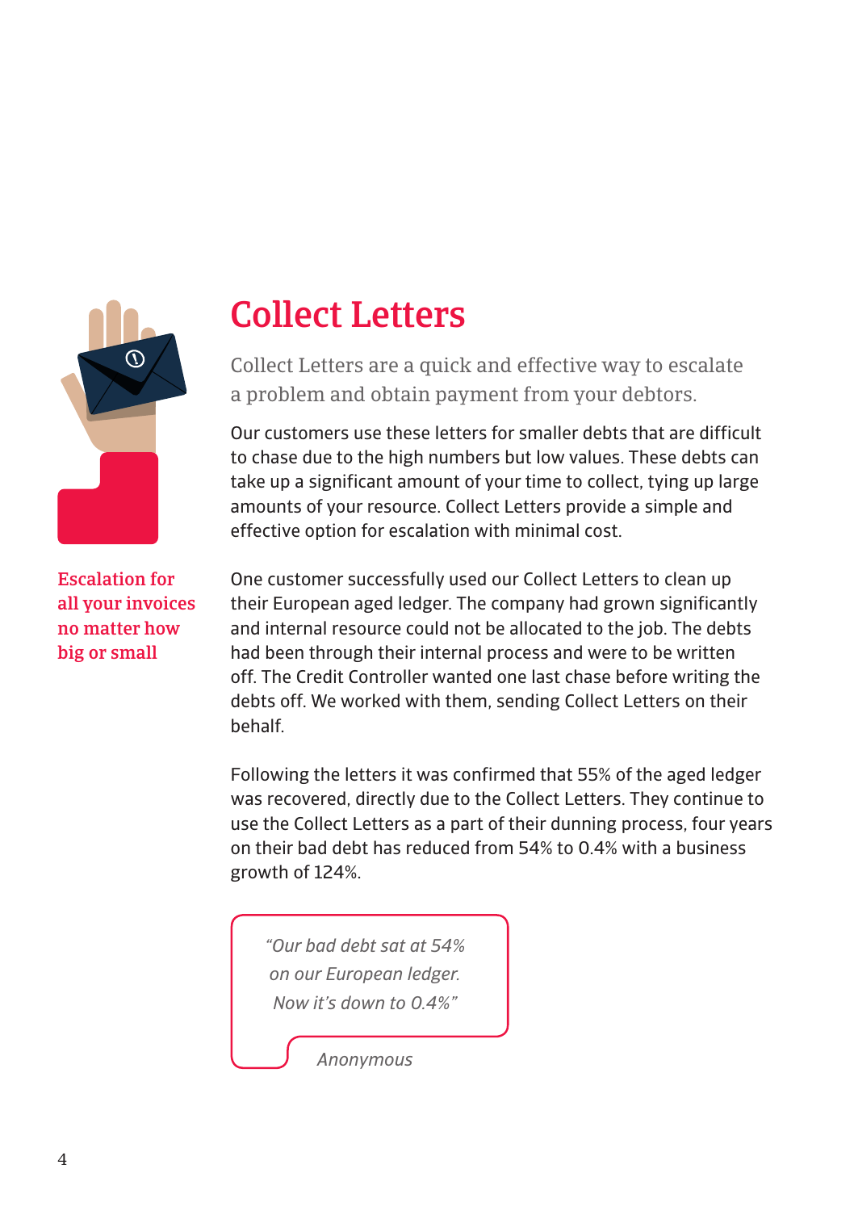# Collect Letters

Collect Letters are a quick and effective way to escalate a problem and obtain payment from your debtors.

Escalation for all your invoices no matter how big or small

Our customers use these letters for smaller debts that are difficult to chase due to the high numbers but low values. These debts can take up a significant amount of your time to collect, tying up large amounts of your resource. Collect Letters provide a simple and effective option for escalation with minimal cost.

One customer successfully used our Collect Letters to clean up their European aged ledger. The company had grown significantly and internal resource could not be allocated to the job. The debts had been through their internal process and were to be written off. The Credit Controller wanted one last chase before writing the debts off. We worked with them, sending Collect Letters on their behalf.

Following the letters it was confirmed that 55% of the aged ledger was recovered, directly due to the Collect Letters. They continue to use the Collect Letters as a part of their dunning process, four years on their bad debt has reduced from 54% to 0.4% with a business growth of 124%.

> *"Our bad debt sat at 54% on our European ledger. Now it's down to 0.4%"*
>
> *Anonymous*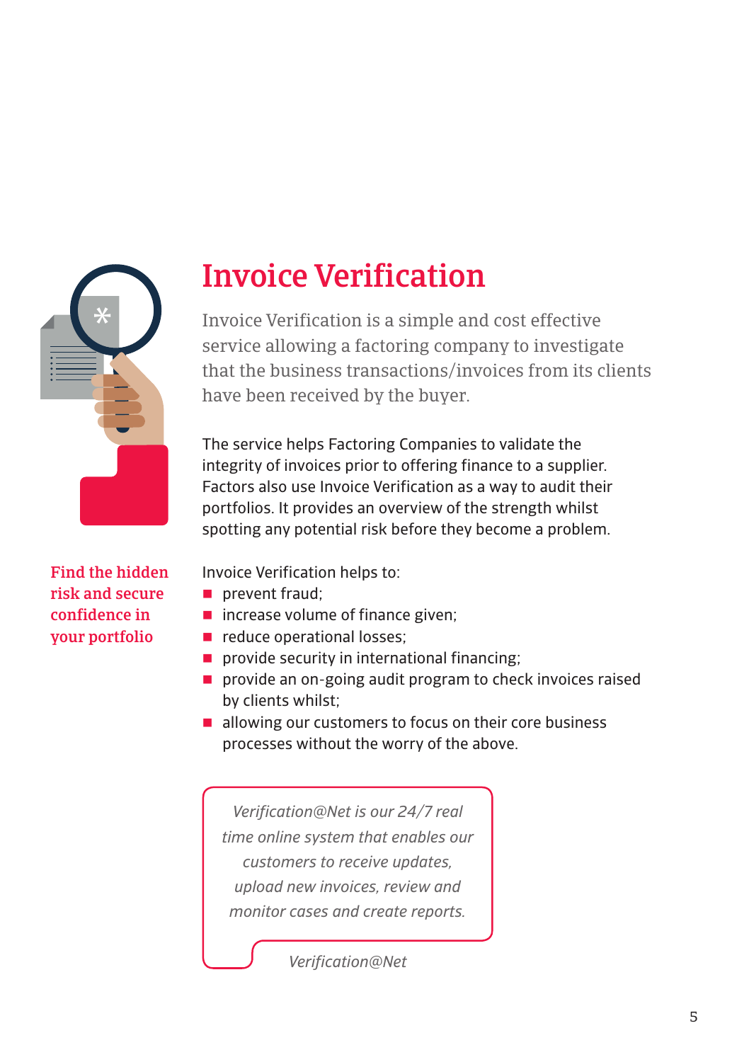# Invoice Verification

Invoice Verification is a simple and cost effective service allowing a factoring company to investigate that the business transactions/invoices from its clients have been received by the buyer.

**Find the hidden risk and secure confidence in your portfolio**

The service helps Factoring Companies to validate the integrity of invoices prior to offering finance to a supplier. Factors also use Invoice Verification as a way to audit their portfolios. It provides an overview of the strength whilst spotting any potential risk before they become a problem.

Invoice Verification helps to:

- prevent fraud;
- increase volume of finance given;
- reduce operational losses;
- provide security in international financing;
- provide an on-going audit program to check invoices raised by clients whilst;
- allowing our customers to focus on their core business processes without the worry of the above.

> *Verification@Net is our 24/7 real time online system that enables our customers to receive updates, upload new invoices, review and monitor cases and create reports.*
>
> *Verification@Net*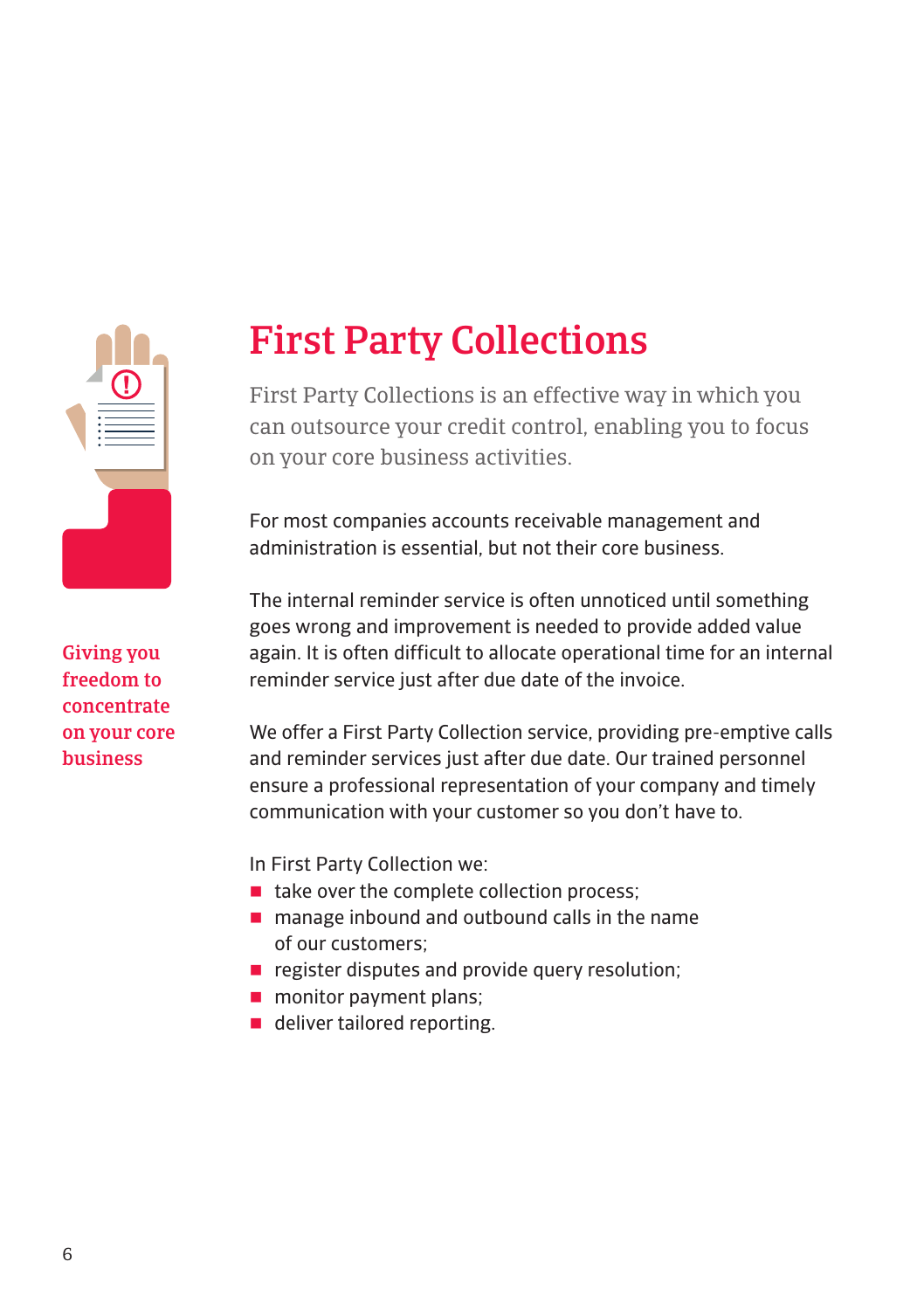# First Party Collections

First Party Collections is an effective way in which you can outsource your credit control, enabling you to focus on your core business activities.

**Giving you freedom to concentrate on your core business**

For most companies accounts receivable management and administration is essential, but not their core business.

The internal reminder service is often unnoticed until something goes wrong and improvement is needed to provide added value again. It is often difficult to allocate operational time for an internal reminder service just after due date of the invoice.

We offer a First Party Collection service, providing pre-emptive calls and reminder services just after due date. Our trained personnel ensure a professional representation of your company and timely communication with your customer so you don't have to.

In First Party Collection we:

- take over the complete collection process;
- manage inbound and outbound calls in the name of our customers;
- register disputes and provide query resolution;
- monitor payment plans;
- deliver tailored reporting.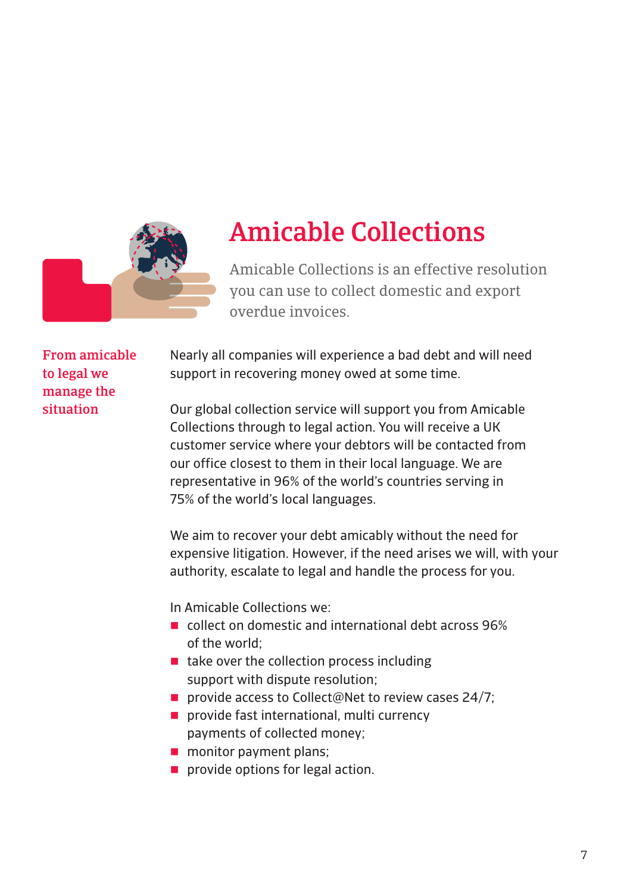# Amicable Collections

Amicable Collections is an effective resolution you can use to collect domestic and export overdue invoices.

**From amicable to legal we manage the situation**

Nearly all companies will experience a bad debt and will need support in recovering money owed at some time.

Our global collection service will support you from Amicable Collections through to legal action. You will receive a UK customer service where your debtors will be contacted from our office closest to them in their local language. We are representative in 96% of the world's countries serving in 75% of the world's local languages.

We aim to recover your debt amicably without the need for expensive litigation. However, if the need arises we will, with your authority, escalate to legal and handle the process for you.

In Amicable Collections we:

- collect on domestic and international debt across 96% of the world;
- take over the collection process including support with dispute resolution;
- provide access to Collect@Net to review cases 24/7;
- provide fast international, multi currency payments of collected money;
- monitor payment plans;
- provide options for legal action.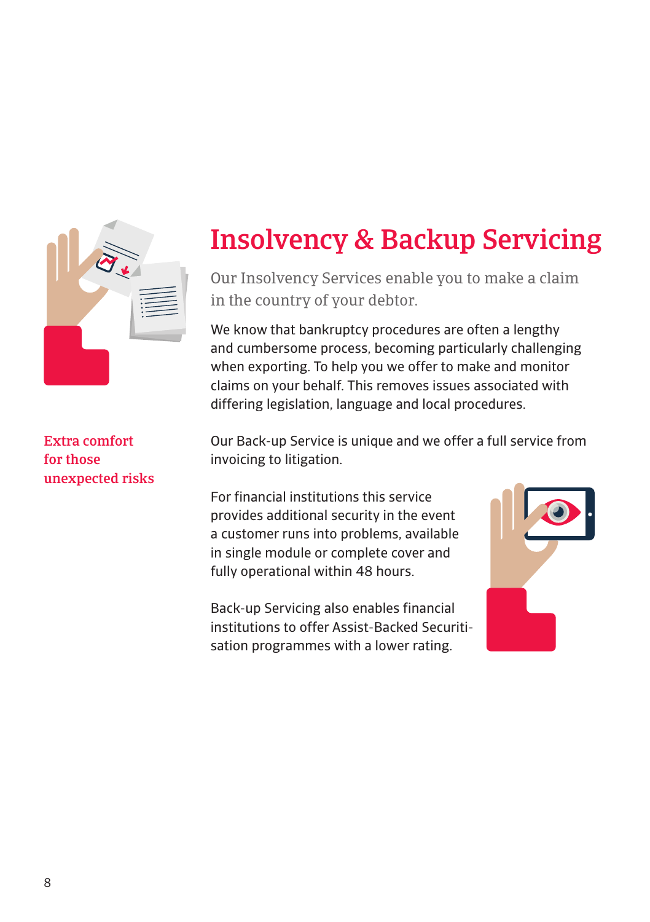# Insolvency & Backup Servicing

Our Insolvency Services enable you to make a claim in the country of your debtor.

We know that bankruptcy procedures are often a lengthy and cumbersome process, becoming particularly challenging when exporting. To help you we offer to make and monitor claims on your behalf. This removes issues associated with differing legislation, language and local procedures.

**Extra comfort for those unexpected risks**

Our Back-up Service is unique and we offer a full service from invoicing to litigation.

For financial institutions this service provides additional security in the event a customer runs into problems, available in single module or complete cover and fully operational within 48 hours.

Back-up Servicing also enables financial institutions to offer Assist-Backed Securiti-sation programmes with a lower rating.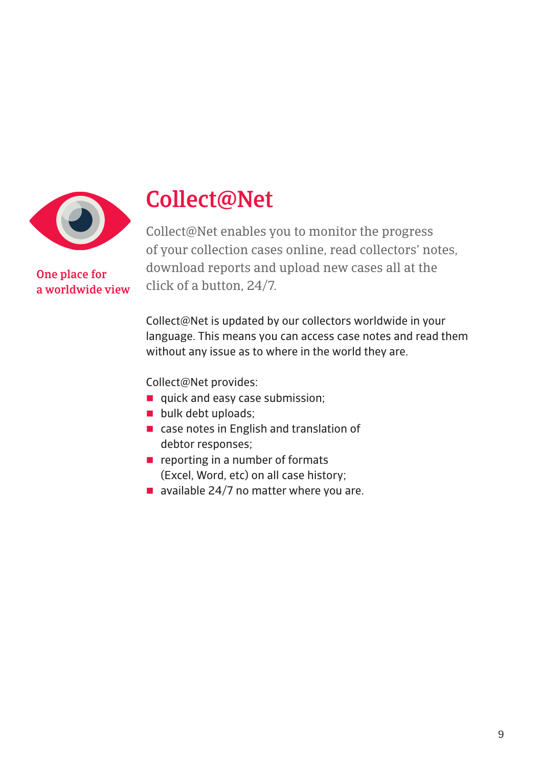One place for a worldwide view

# Collect@Net

Collect@Net enables you to monitor the progress of your collection cases online, read collectors' notes, download reports and upload new cases all at the click of a button, 24/7.

Collect@Net is updated by our collectors worldwide in your language. This means you can access case notes and read them without any issue as to where in the world they are.

Collect@Net provides:

- quick and easy case submission;
- bulk debt uploads;
- case notes in English and translation of debtor responses;
- reporting in a number of formats (Excel, Word, etc) on all case history;
- available 24/7 no matter where you are.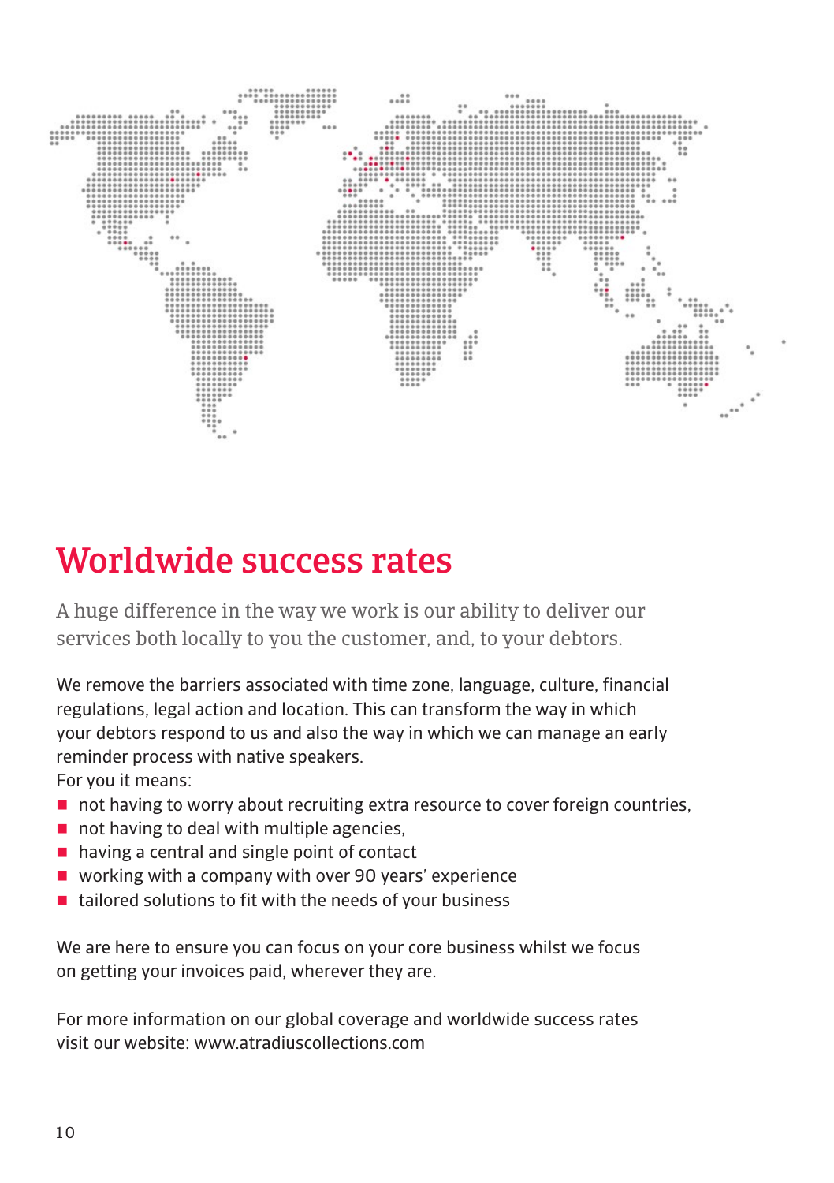# Worldwide success rates

A huge difference in the way we work is our ability to deliver our services both locally to you the customer, and, to your debtors.

We remove the barriers associated with time zone, language, culture, financial regulations, legal action and location. This can transform the way in which your debtors respond to us and also the way in which we can manage an early reminder process with native speakers.

For you it means:

- not having to worry about recruiting extra resource to cover foreign countries,
- not having to deal with multiple agencies,
- having a central and single point of contact
- working with a company with over 90 years' experience
- tailored solutions to fit with the needs of your business

We are here to ensure you can focus on your core business whilst we focus on getting your invoices paid, wherever they are.

For more information on our global coverage and worldwide success rates visit our website: www.atradiuscollections.com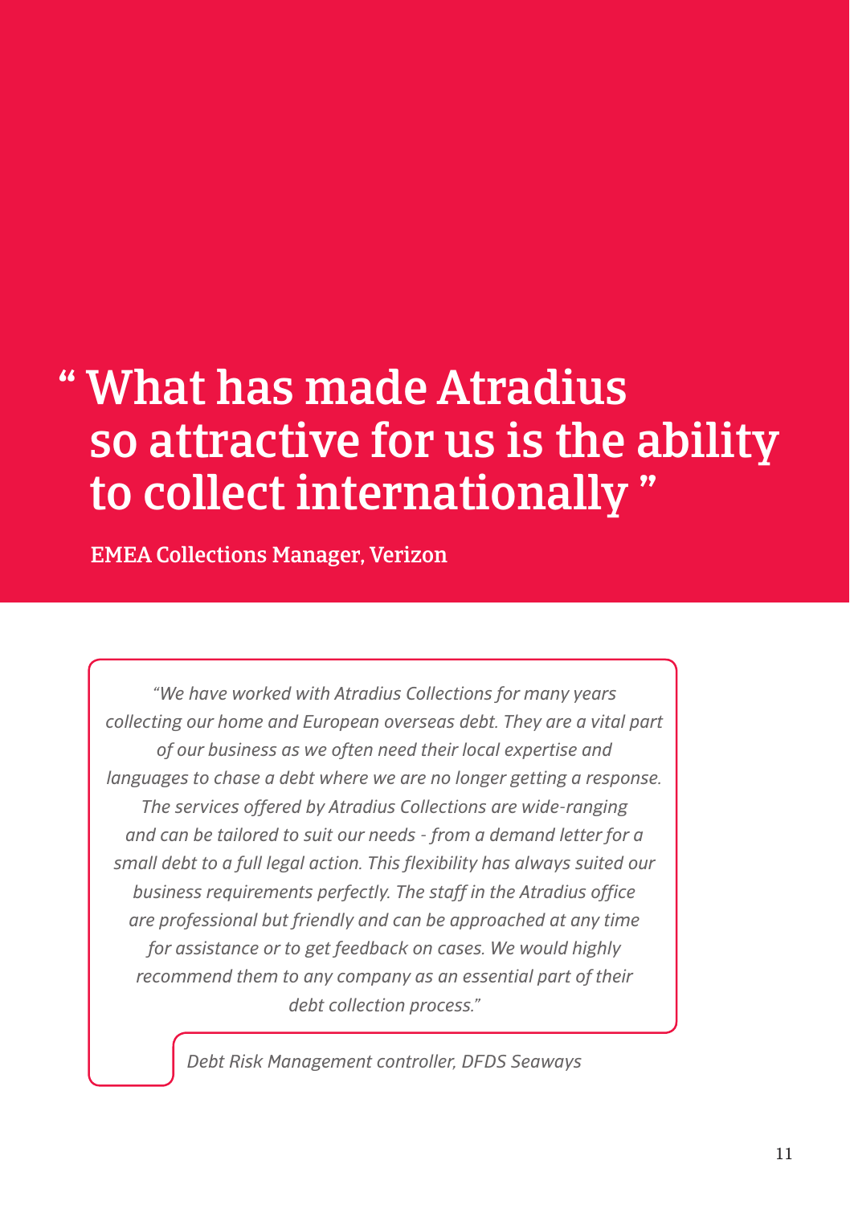# " What has made Atradius so attractive for us is the ability to collect internationally "

**EMEA Collections Manager, Verizon**

*"We have worked with Atradius Collections for many years collecting our home and European overseas debt. They are a vital part of our business as we often need their local expertise and languages to chase a debt where we are no longer getting a response. The services offered by Atradius Collections are wide-ranging and can be tailored to suit our needs - from a demand letter for a small debt to a full legal action. This flexibility has always suited our business requirements perfectly. The staff in the Atradius office are professional but friendly and can be approached at any time for assistance or to get feedback on cases. We would highly recommend them to any company as an essential part of their debt collection process."*

*Debt Risk Management controller, DFDS Seaways*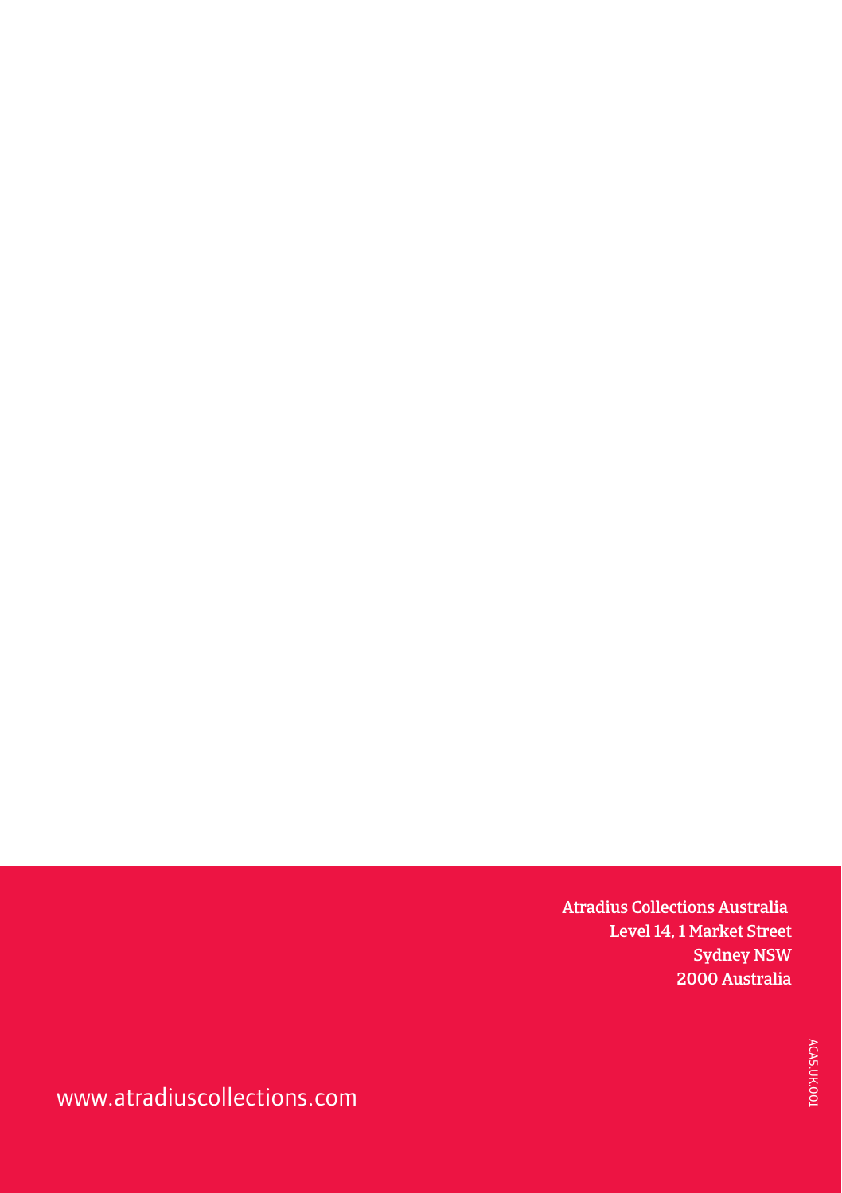Atradius Collections Australia
Level 14, 1 Market Street
Sydney NSW
2000 Australia

www.atradiuscollections.com

ACAS.UK.001